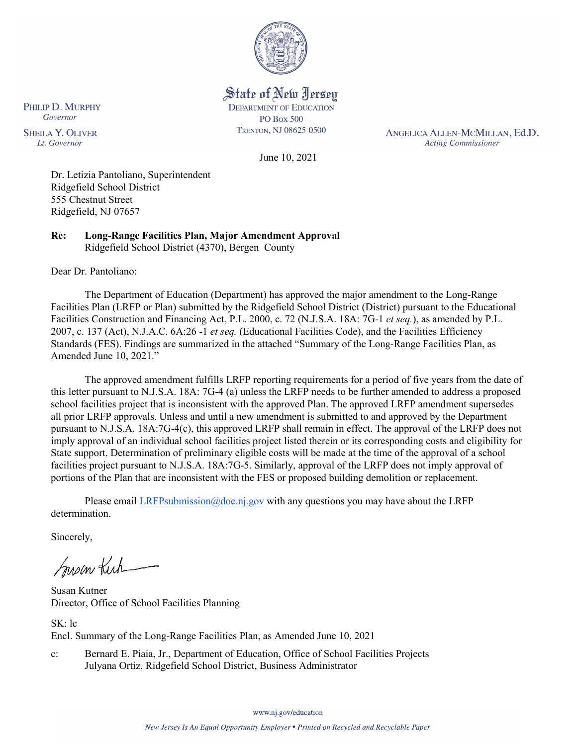State of New Jersey

DEPARTMENT OF EDUCATION
PO BOX 500
TRENTON, NJ 08625-0500

PHILIP D. MURPHY
*Governor*

SHEILA Y. OLIVER
*Lt. Governor*

ANGELICA ALLEN-MCMILLAN, Ed.D.
*Acting Commissioner*

June 10, 2021

Dr. Letizia Pantoliano, Superintendent
Ridgefield School District
555 Chestnut Street
Ridgefield, NJ 07657

**Re: Long-Range Facilities Plan, Major Amendment Approval**
Ridgefield School District (4370), Bergen County

Dear Dr. Pantoliano:

The Department of Education (Department) has approved the major amendment to the Long-Range Facilities Plan (LRFP or Plan) submitted by the Ridgefield School District (District) pursuant to the Educational Facilities Construction and Financing Act, P.L. 2000, c. 72 (N.J.S.A. 18A: 7G-1 *et seq.*), as amended by P.L. 2007, c. 137 (Act), N.J.A.C. 6A:26 -1 *et seq.* (Educational Facilities Code), and the Facilities Efficiency Standards (FES). Findings are summarized in the attached "Summary of the Long-Range Facilities Plan, as Amended June 10, 2021."

The approved amendment fulfills LRFP reporting requirements for a period of five years from the date of this letter pursuant to N.J.S.A. 18A: 7G-4 (a) unless the LRFP needs to be further amended to address a proposed school facilities project that is inconsistent with the approved Plan. The approved LRFP amendment supersedes all prior LRFP approvals. Unless and until a new amendment is submitted to and approved by the Department pursuant to N.J.S.A. 18A:7G-4(c), this approved LRFP shall remain in effect. The approval of the LRFP does not imply approval of an individual school facilities project listed therein or its corresponding costs and eligibility for State support. Determination of preliminary eligible costs will be made at the time of the approval of a school facilities project pursuant to N.J.S.A. 18A:7G-5. Similarly, approval of the LRFP does not imply approval of portions of the Plan that are inconsistent with the FES or proposed building demolition or replacement.

Please email LRFPsubmission@doe.nj.gov with any questions you may have about the LRFP determination.

Sincerely,

Susan Kutner
Director, Office of School Facilities Planning

SK: lc
Encl. Summary of the Long-Range Facilities Plan, as Amended June 10, 2021

c: Bernard E. Piaia, Jr., Department of Education, Office of School Facilities Projects
Julyana Ortiz, Ridgefield School District, Business Administrator

www.nj.gov/education

*New Jersey Is An Equal Opportunity Employer • Printed on Recycled and Recyclable Paper*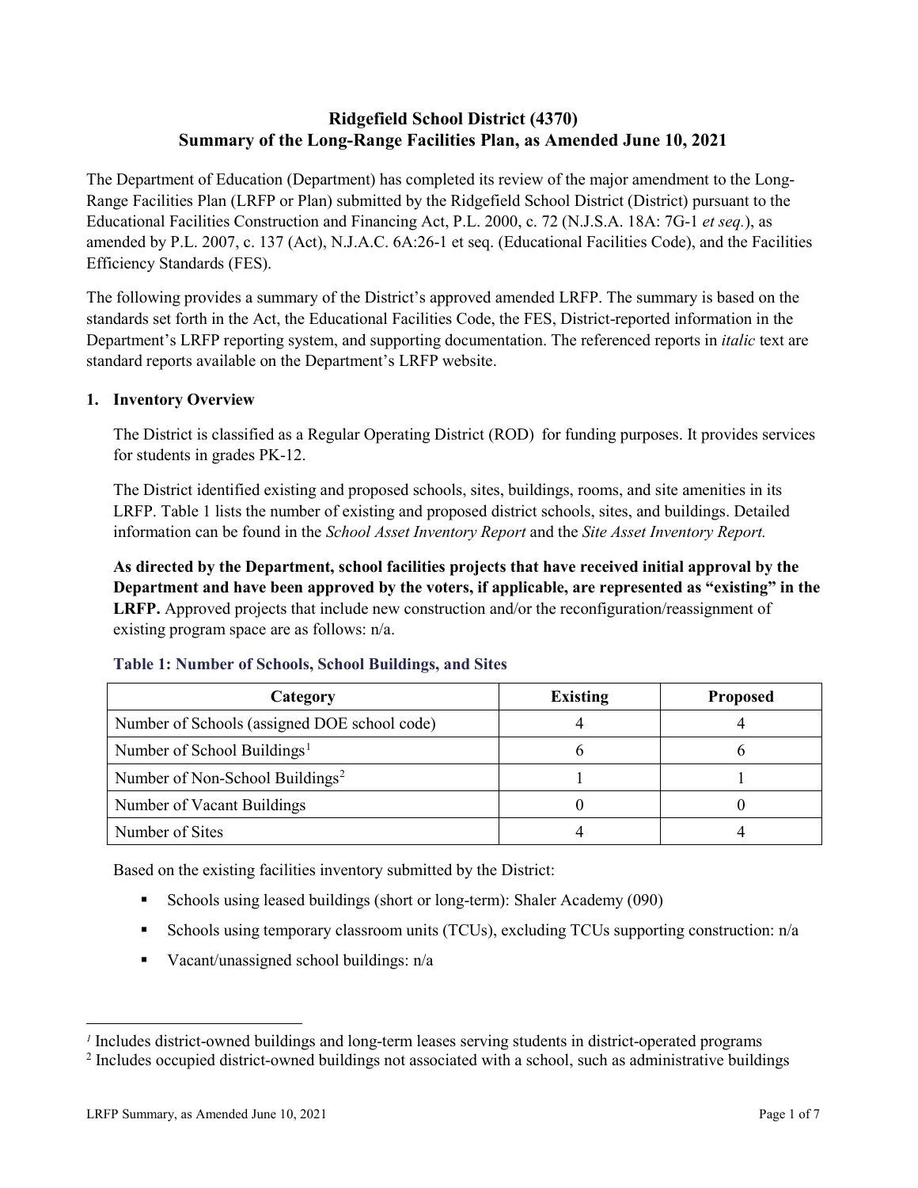# Ridgefield School District (4370)
# Summary of the Long-Range Facilities Plan, as Amended June 10, 2021

The Department of Education (Department) has completed its review of the major amendment to the Long-Range Facilities Plan (LRFP or Plan) submitted by the Ridgefield School District (District) pursuant to the Educational Facilities Construction and Financing Act, P.L. 2000, c. 72 (N.J.S.A. 18A: 7G-1 *et seq.*), as amended by P.L. 2007, c. 137 (Act), N.J.A.C. 6A:26-1 et seq. (Educational Facilities Code), and the Facilities Efficiency Standards (FES).

The following provides a summary of the District's approved amended LRFP. The summary is based on the standards set forth in the Act, the Educational Facilities Code, the FES, District-reported information in the Department's LRFP reporting system, and supporting documentation. The referenced reports in *italic* text are standard reports available on the Department's LRFP website.

## 1. Inventory Overview

The District is classified as a Regular Operating District (ROD) for funding purposes. It provides services for students in grades PK-12.

The District identified existing and proposed schools, sites, buildings, rooms, and site amenities in its LRFP. Table 1 lists the number of existing and proposed district schools, sites, and buildings. Detailed information can be found in the *School Asset Inventory Report* and the *Site Asset Inventory Report.*

**As directed by the Department, school facilities projects that have received initial approval by the Department and have been approved by the voters, if applicable, are represented as "existing" in the LRFP.** Approved projects that include new construction and/or the reconfiguration/reassignment of existing program space are as follows: n/a.

### Table 1: Number of Schools, School Buildings, and Sites

| Category | Existing | Proposed |
|---|---|---|
| Number of Schools (assigned DOE school code) | 4 | 4 |
| Number of School Buildings[1] | 6 | 6 |
| Number of Non-School Buildings[2] | 1 | 1 |
| Number of Vacant Buildings | 0 | 0 |
| Number of Sites | 4 | 4 |

Based on the existing facilities inventory submitted by the District:

- Schools using leased buildings (short or long-term): Shaler Academy (090)
- Schools using temporary classroom units (TCUs), excluding TCUs supporting construction: n/a
- Vacant/unassigned school buildings: n/a

[1] Includes district-owned buildings and long-term leases serving students in district-operated programs

[2] Includes occupied district-owned buildings not associated with a school, such as administrative buildings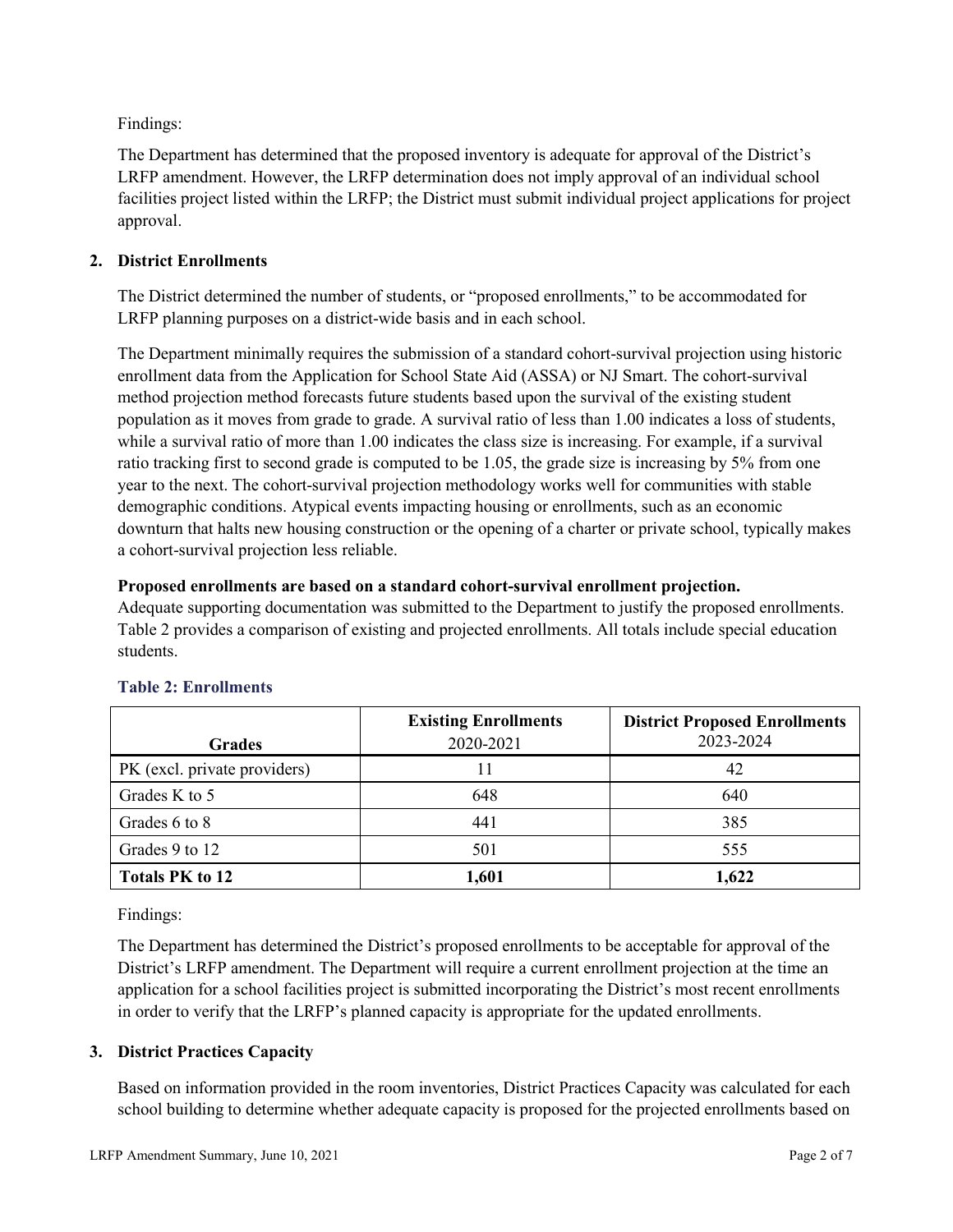Findings:

The Department has determined that the proposed inventory is adequate for approval of the District's LRFP amendment. However, the LRFP determination does not imply approval of an individual school facilities project listed within the LRFP; the District must submit individual project applications for project approval.

**2. District Enrollments**

The District determined the number of students, or "proposed enrollments," to be accommodated for LRFP planning purposes on a district-wide basis and in each school.

The Department minimally requires the submission of a standard cohort-survival projection using historic enrollment data from the Application for School State Aid (ASSA) or NJ Smart. The cohort-survival method projection method forecasts future students based upon the survival of the existing student population as it moves from grade to grade. A survival ratio of less than 1.00 indicates a loss of students, while a survival ratio of more than 1.00 indicates the class size is increasing. For example, if a survival ratio tracking first to second grade is computed to be 1.05, the grade size is increasing by 5% from one year to the next. The cohort-survival projection methodology works well for communities with stable demographic conditions. Atypical events impacting housing or enrollments, such as an economic downturn that halts new housing construction or the opening of a charter or private school, typically makes a cohort-survival projection less reliable.

**Proposed enrollments are based on a standard cohort-survival enrollment projection.**
Adequate supporting documentation was submitted to the Department to justify the proposed enrollments. Table 2 provides a comparison of existing and projected enrollments. All totals include special education students.

**Table 2: Enrollments**

| Grades | **Existing Enrollments** 2020-2021 | **District Proposed Enrollments** 2023-2024 |
|---|---|---|
| PK (excl. private providers) | 11 | 42 |
| Grades K to 5 | 648 | 640 |
| Grades 6 to 8 | 441 | 385 |
| Grades 9 to 12 | 501 | 555 |
| **Totals PK to 12** | **1,601** | **1,622** |

Findings:

The Department has determined the District's proposed enrollments to be acceptable for approval of the District's LRFP amendment. The Department will require a current enrollment projection at the time an application for a school facilities project is submitted incorporating the District's most recent enrollments in order to verify that the LRFP's planned capacity is appropriate for the updated enrollments.

**3. District Practices Capacity**

Based on information provided in the room inventories, District Practices Capacity was calculated for each school building to determine whether adequate capacity is proposed for the projected enrollments based on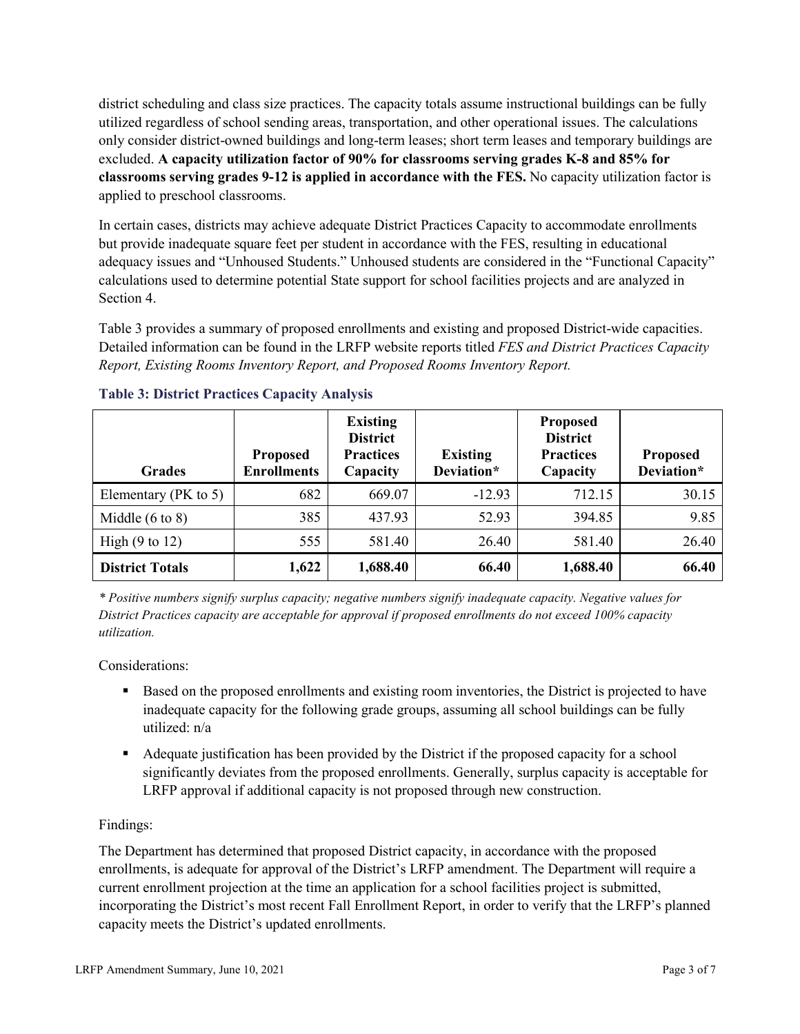district scheduling and class size practices. The capacity totals assume instructional buildings can be fully utilized regardless of school sending areas, transportation, and other operational issues. The calculations only consider district-owned buildings and long-term leases; short term leases and temporary buildings are excluded. **A capacity utilization factor of 90% for classrooms serving grades K-8 and 85% for classrooms serving grades 9-12 is applied in accordance with the FES.** No capacity utilization factor is applied to preschool classrooms.

In certain cases, districts may achieve adequate District Practices Capacity to accommodate enrollments but provide inadequate square feet per student in accordance with the FES, resulting in educational adequacy issues and "Unhoused Students." Unhoused students are considered in the "Functional Capacity" calculations used to determine potential State support for school facilities projects and are analyzed in Section 4.

Table 3 provides a summary of proposed enrollments and existing and proposed District-wide capacities. Detailed information can be found in the LRFP website reports titled *FES and District Practices Capacity Report, Existing Rooms Inventory Report, and Proposed Rooms Inventory Report.*

### Table 3: District Practices Capacity Analysis

| Grades | Proposed Enrollments | Existing District Practices Capacity | Existing Deviation* | Proposed District Practices Capacity | Proposed Deviation* |
|---|---|---|---|---|---|
| Elementary (PK to 5) | 682 | 669.07 | -12.93 | 712.15 | 30.15 |
| Middle (6 to 8) | 385 | 437.93 | 52.93 | 394.85 | 9.85 |
| High (9 to 12) | 555 | 581.40 | 26.40 | 581.40 | 26.40 |
| **District Totals** | **1,622** | **1,688.40** | **66.40** | **1,688.40** | **66.40** |

*\* Positive numbers signify surplus capacity; negative numbers signify inadequate capacity. Negative values for District Practices capacity are acceptable for approval if proposed enrollments do not exceed 100% capacity utilization.*

Considerations:

- Based on the proposed enrollments and existing room inventories, the District is projected to have inadequate capacity for the following grade groups, assuming all school buildings can be fully utilized: n/a
- Adequate justification has been provided by the District if the proposed capacity for a school significantly deviates from the proposed enrollments. Generally, surplus capacity is acceptable for LRFP approval if additional capacity is not proposed through new construction.

Findings:

The Department has determined that proposed District capacity, in accordance with the proposed enrollments, is adequate for approval of the District's LRFP amendment. The Department will require a current enrollment projection at the time an application for a school facilities project is submitted, incorporating the District's most recent Fall Enrollment Report, in order to verify that the LRFP's planned capacity meets the District's updated enrollments.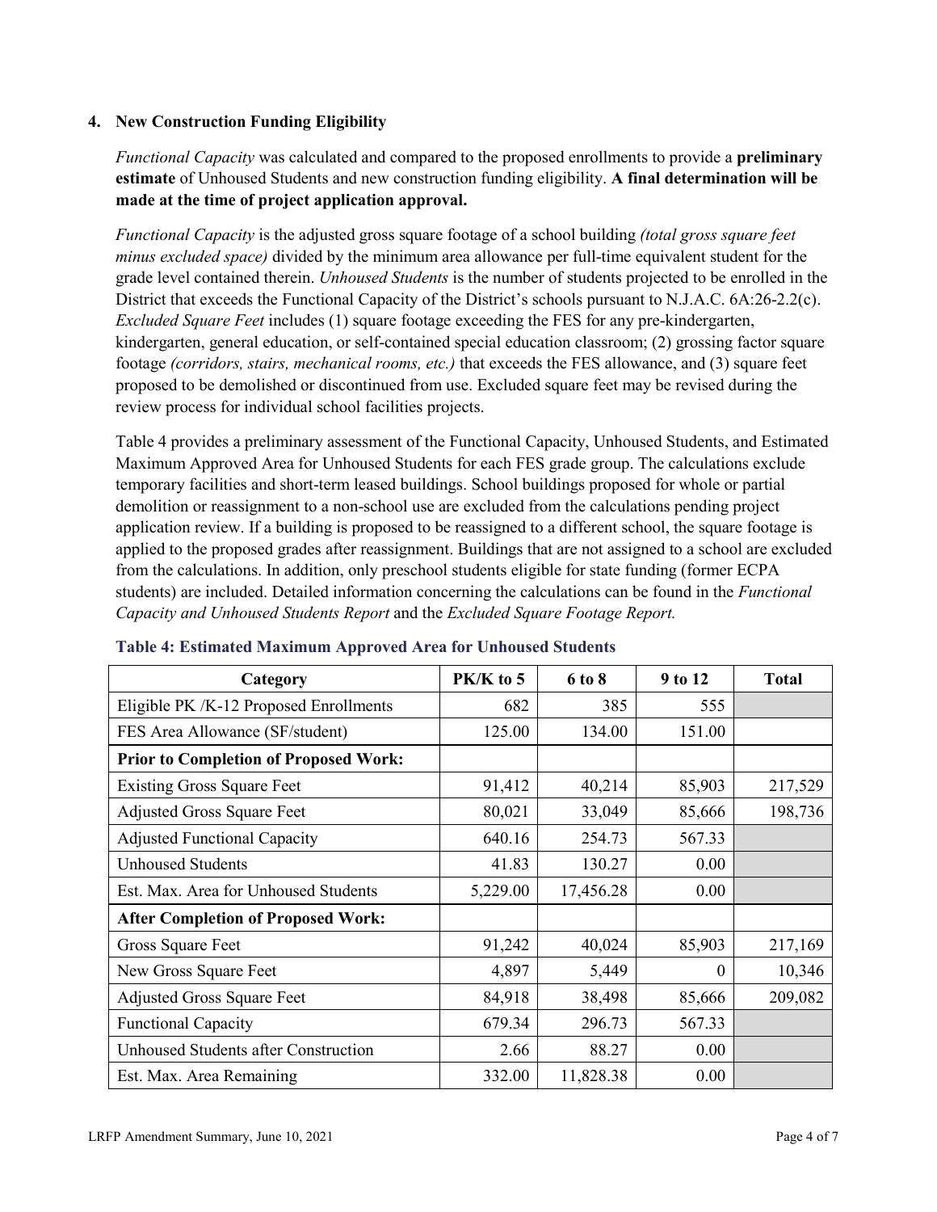### 4. New Construction Funding Eligibility

*Functional Capacity* was calculated and compared to the proposed enrollments to provide a **preliminary estimate** of Unhoused Students and new construction funding eligibility. **A final determination will be made at the time of project application approval.**

*Functional Capacity* is the adjusted gross square footage of a school building *(total gross square feet minus excluded space)* divided by the minimum area allowance per full-time equivalent student for the grade level contained therein. *Unhoused Students* is the number of students projected to be enrolled in the District that exceeds the Functional Capacity of the District's schools pursuant to N.J.A.C. 6A:26-2.2(c). *Excluded Square Feet* includes (1) square footage exceeding the FES for any pre-kindergarten, kindergarten, general education, or self-contained special education classroom; (2) grossing factor square footage *(corridors, stairs, mechanical rooms, etc.)* that exceeds the FES allowance, and (3) square feet proposed to be demolished or discontinued from use. Excluded square feet may be revised during the review process for individual school facilities projects.

Table 4 provides a preliminary assessment of the Functional Capacity, Unhoused Students, and Estimated Maximum Approved Area for Unhoused Students for each FES grade group. The calculations exclude temporary facilities and short-term leased buildings. School buildings proposed for whole or partial demolition or reassignment to a non-school use are excluded from the calculations pending project application review. If a building is proposed to be reassigned to a different school, the square footage is applied to the proposed grades after reassignment. Buildings that are not assigned to a school are excluded from the calculations. In addition, only preschool students eligible for state funding (former ECPA students) are included. Detailed information concerning the calculations can be found in the *Functional Capacity and Unhoused Students Report* and the *Excluded Square Footage Report.*

**Table 4: Estimated Maximum Approved Area for Unhoused Students**

| Category | PK/K to 5 | 6 to 8 | 9 to 12 | Total |
|---|---|---|---|---|
| Eligible PK /K-12 Proposed Enrollments | 682 | 385 | 555 | |
| FES Area Allowance (SF/student) | 125.00 | 134.00 | 151.00 | |
| **Prior to Completion of Proposed Work:** | | | | |
| Existing Gross Square Feet | 91,412 | 40,214 | 85,903 | 217,529 |
| Adjusted Gross Square Feet | 80,021 | 33,049 | 85,666 | 198,736 |
| Adjusted Functional Capacity | 640.16 | 254.73 | 567.33 | |
| Unhoused Students | 41.83 | 130.27 | 0.00 | |
| Est. Max. Area for Unhoused Students | 5,229.00 | 17,456.28 | 0.00 | |
| **After Completion of Proposed Work:** | | | | |
| Gross Square Feet | 91,242 | 40,024 | 85,903 | 217,169 |
| New Gross Square Feet | 4,897 | 5,449 | 0 | 10,346 |
| Adjusted Gross Square Feet | 84,918 | 38,498 | 85,666 | 209,082 |
| Functional Capacity | 679.34 | 296.73 | 567.33 | |
| Unhoused Students after Construction | 2.66 | 88.27 | 0.00 | |
| Est. Max. Area Remaining | 332.00 | 11,828.38 | 0.00 | |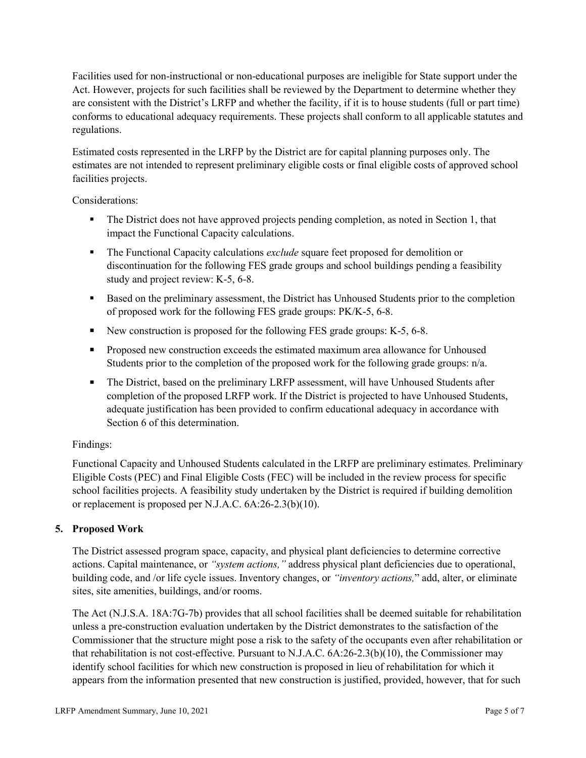Facilities used for non-instructional or non-educational purposes are ineligible for State support under the Act. However, projects for such facilities shall be reviewed by the Department to determine whether they are consistent with the District's LRFP and whether the facility, if it is to house students (full or part time) conforms to educational adequacy requirements. These projects shall conform to all applicable statutes and regulations.

Estimated costs represented in the LRFP by the District are for capital planning purposes only. The estimates are not intended to represent preliminary eligible costs or final eligible costs of approved school facilities projects.

Considerations:

- The District does not have approved projects pending completion, as noted in Section 1, that impact the Functional Capacity calculations.
- The Functional Capacity calculations *exclude* square feet proposed for demolition or discontinuation for the following FES grade groups and school buildings pending a feasibility study and project review: K-5, 6-8.
- Based on the preliminary assessment, the District has Unhoused Students prior to the completion of proposed work for the following FES grade groups: PK/K-5, 6-8.
- New construction is proposed for the following FES grade groups: K-5, 6-8.
- Proposed new construction exceeds the estimated maximum area allowance for Unhoused Students prior to the completion of the proposed work for the following grade groups: n/a.
- The District, based on the preliminary LRFP assessment, will have Unhoused Students after completion of the proposed LRFP work. If the District is projected to have Unhoused Students, adequate justification has been provided to confirm educational adequacy in accordance with Section 6 of this determination.

Findings:

Functional Capacity and Unhoused Students calculated in the LRFP are preliminary estimates. Preliminary Eligible Costs (PEC) and Final Eligible Costs (FEC) will be included in the review process for specific school facilities projects. A feasibility study undertaken by the District is required if building demolition or replacement is proposed per N.J.A.C. 6A:26-2.3(b)(10).

## 5. Proposed Work

The District assessed program space, capacity, and physical plant deficiencies to determine corrective actions. Capital maintenance, or *"system actions,"* address physical plant deficiencies due to operational, building code, and /or life cycle issues. Inventory changes, or *"inventory actions,"* add, alter, or eliminate sites, site amenities, buildings, and/or rooms.

The Act (N.J.S.A. 18A:7G-7b) provides that all school facilities shall be deemed suitable for rehabilitation unless a pre-construction evaluation undertaken by the District demonstrates to the satisfaction of the Commissioner that the structure might pose a risk to the safety of the occupants even after rehabilitation or that rehabilitation is not cost-effective. Pursuant to N.J.A.C. 6A:26-2.3(b)(10), the Commissioner may identify school facilities for which new construction is proposed in lieu of rehabilitation for which it appears from the information presented that new construction is justified, provided, however, that for such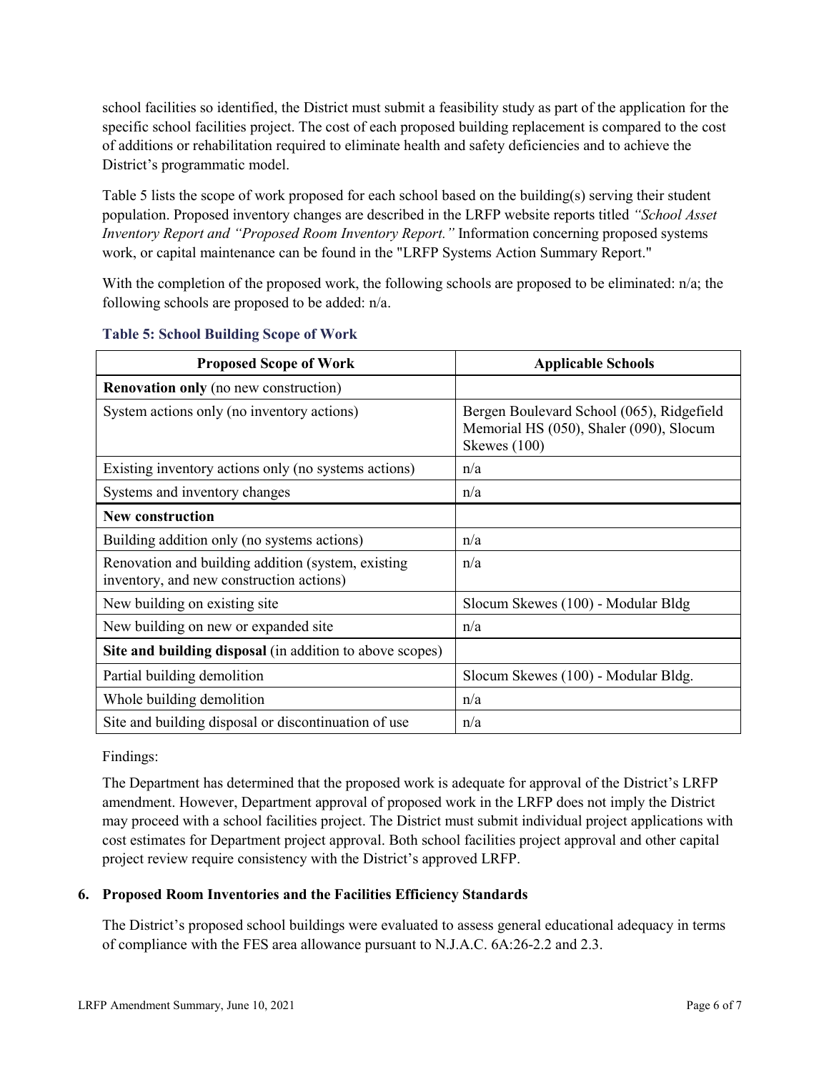school facilities so identified, the District must submit a feasibility study as part of the application for the specific school facilities project. The cost of each proposed building replacement is compared to the cost of additions or rehabilitation required to eliminate health and safety deficiencies and to achieve the District's programmatic model.

Table 5 lists the scope of work proposed for each school based on the building(s) serving their student population. Proposed inventory changes are described in the LRFP website reports titled *"School Asset Inventory Report and "Proposed Room Inventory Report."* Information concerning proposed systems work, or capital maintenance can be found in the "LRFP Systems Action Summary Report."

With the completion of the proposed work, the following schools are proposed to be eliminated: n/a; the following schools are proposed to be added: n/a.

**Table 5: School Building Scope of Work**

| Proposed Scope of Work | Applicable Schools |
|---|---|
| **Renovation only** (no new construction) | |
| System actions only (no inventory actions) | Bergen Boulevard School (065), Ridgefield Memorial HS (050), Shaler (090), Slocum Skewes (100) |
| Existing inventory actions only (no systems actions) | n/a |
| Systems and inventory changes | n/a |
| **New construction** | |
| Building addition only (no systems actions) | n/a |
| Renovation and building addition (system, existing inventory, and new construction actions) | n/a |
| New building on existing site | Slocum Skewes (100) - Modular Bldg |
| New building on new or expanded site | n/a |
| **Site and building disposal** (in addition to above scopes) | |
| Partial building demolition | Slocum Skewes (100) - Modular Bldg. |
| Whole building demolition | n/a |
| Site and building disposal or discontinuation of use | n/a |

Findings:

The Department has determined that the proposed work is adequate for approval of the District's LRFP amendment. However, Department approval of proposed work in the LRFP does not imply the District may proceed with a school facilities project. The District must submit individual project applications with cost estimates for Department project approval. Both school facilities project approval and other capital project review require consistency with the District's approved LRFP.

## 6. Proposed Room Inventories and the Facilities Efficiency Standards

The District's proposed school buildings were evaluated to assess general educational adequacy in terms of compliance with the FES area allowance pursuant to N.J.A.C. 6A:26-2.2 and 2.3.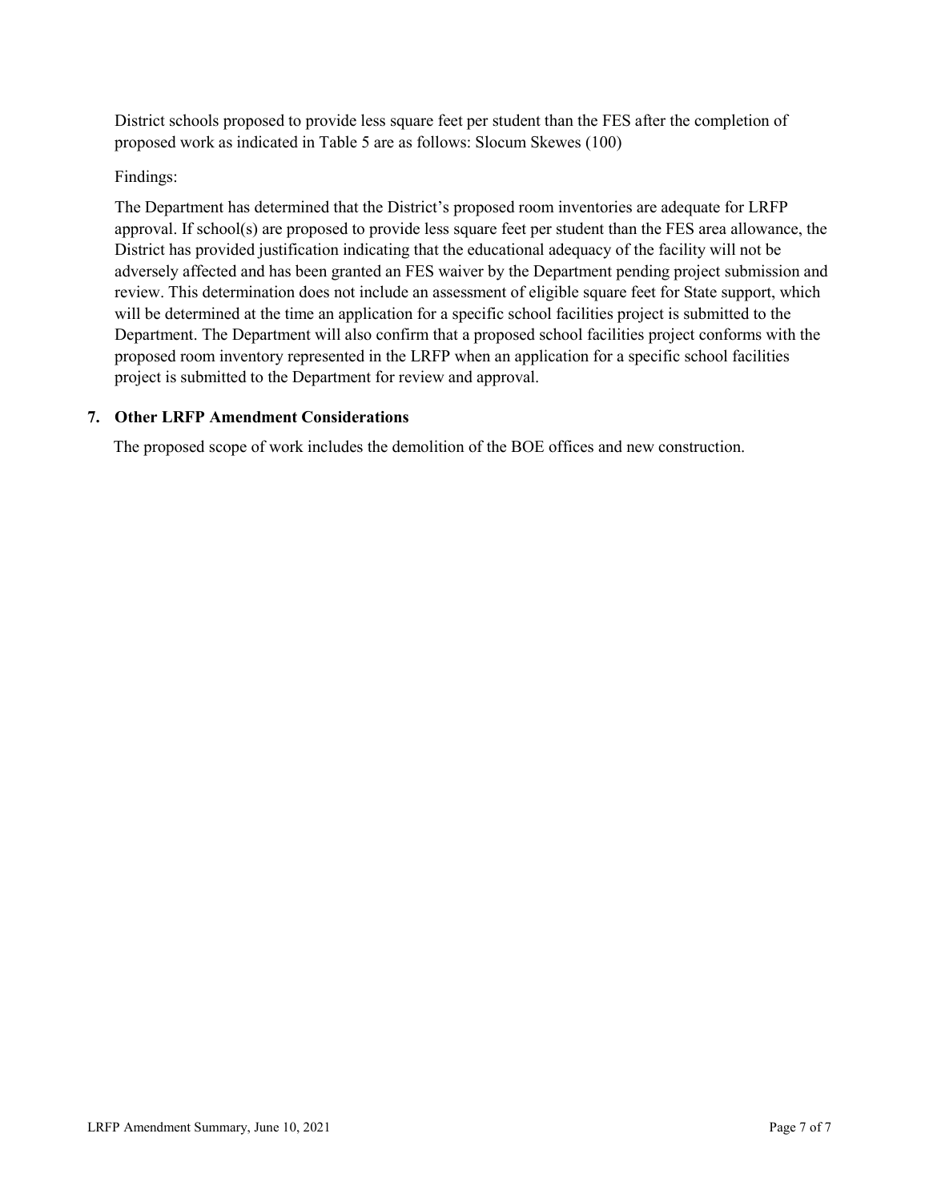District schools proposed to provide less square feet per student than the FES after the completion of proposed work as indicated in Table 5 are as follows: Slocum Skewes (100)

Findings:

The Department has determined that the District's proposed room inventories are adequate for LRFP approval. If school(s) are proposed to provide less square feet per student than the FES area allowance, the District has provided justification indicating that the educational adequacy of the facility will not be adversely affected and has been granted an FES waiver by the Department pending project submission and review. This determination does not include an assessment of eligible square feet for State support, which will be determined at the time an application for a specific school facilities project is submitted to the Department. The Department will also confirm that a proposed school facilities project conforms with the proposed room inventory represented in the LRFP when an application for a specific school facilities project is submitted to the Department for review and approval.

## 7. Other LRFP Amendment Considerations

The proposed scope of work includes the demolition of the BOE offices and new construction.